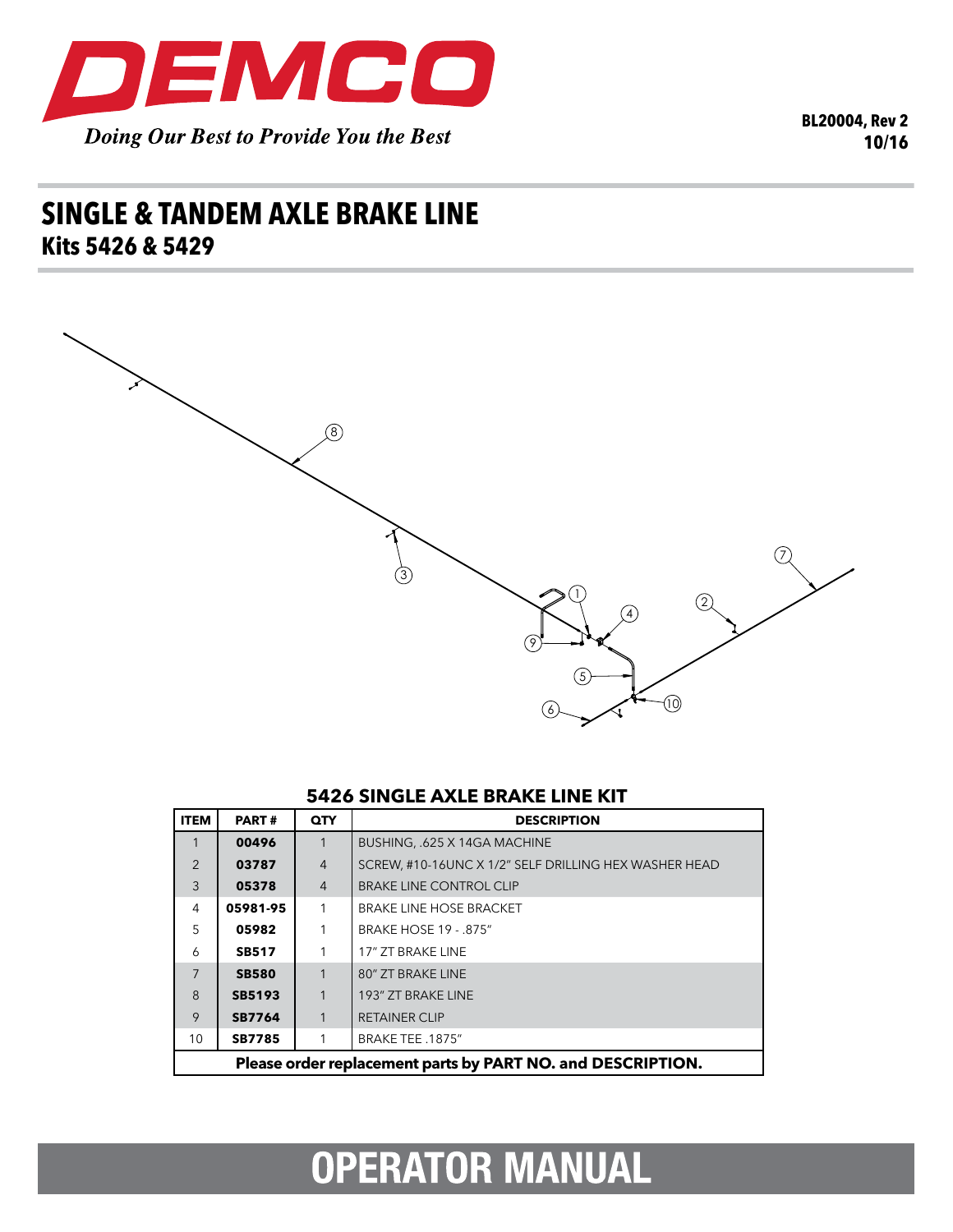DEMCO

*Doing Our Best to Provide You the Best*

BL20004, Rev 2
10/16

# SINGLE & TANDEM AXLE BRAKE LINE

## Kits 5426 & 5429

### 5426 SINGLE AXLE BRAKE LINE KIT

| ITEM | PART # | QTY | DESCRIPTION |
|---|---|---|---|
| 1 | **00496** | 1 | BUSHING, .625 X 14GA MACHINE |
| 2 | **03787** | 4 | SCREW, #10-16UNC X 1/2" SELF DRILLING HEX WASHER HEAD |
| 3 | **05378** | 4 | BRAKE LINE CONTROL CLIP |
| 4 | **05981-95** | 1 | BRAKE LINE HOSE BRACKET |
| 5 | **05982** | 1 | BRAKE HOSE 19 - .875" |
| 6 | **SB517** | 1 | 17" ZT BRAKE LINE |
| 7 | **SB580** | 1 | 80" ZT BRAKE LINE |
| 8 | **SB5193** | 1 | 193" ZT BRAKE LINE |
| 9 | **SB7764** | 1 | RETAINER CLIP |
| 10 | **SB7785** | 1 | BRAKE TEE .1875" |

**Please order replacement parts by PART NO. and DESCRIPTION.**

# OPERATOR MANUAL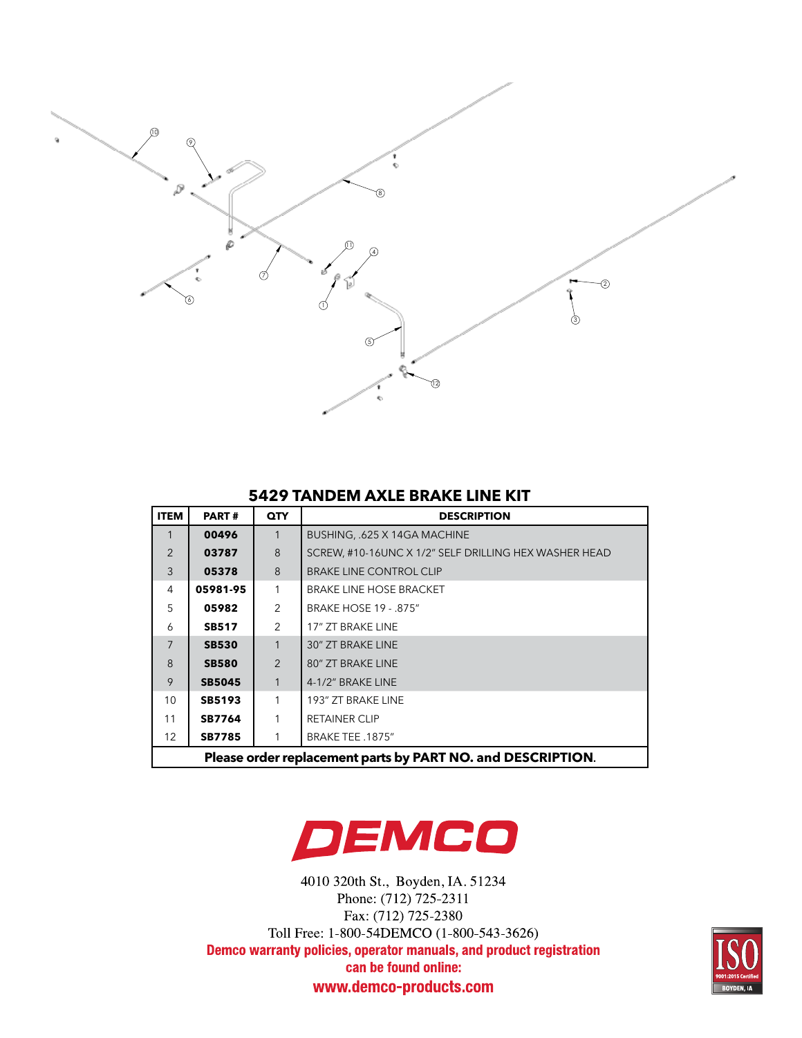## 5429 TANDEM AXLE BRAKE LINE KIT

| ITEM | PART # | QTY | DESCRIPTION |
|---|---|---|---|
| 1 | **00496** | 1 | BUSHING, .625 X 14GA MACHINE |
| 2 | **03787** | 8 | SCREW, #10-16UNC X 1/2" SELF DRILLING HEX WASHER HEAD |
| 3 | **05378** | 8 | BRAKE LINE CONTROL CLIP |
| 4 | **05981-95** | 1 | BRAKE LINE HOSE BRACKET |
| 5 | **05982** | 2 | BRAKE HOSE 19 - .875" |
| 6 | **SB517** | 2 | 17" ZT BRAKE LINE |
| 7 | **SB530** | 1 | 30" ZT BRAKE LINE |
| 8 | **SB580** | 2 | 80" ZT BRAKE LINE |
| 9 | **SB5045** | 1 | 4-1/2" BRAKE LINE |
| 10 | **SB5193** | 1 | 193" ZT BRAKE LINE |
| 11 | **SB7764** | 1 | RETAINER CLIP |
| 12 | **SB7785** | 1 | BRAKE TEE .1875" |

**Please order replacement parts by PART NO. and DESCRIPTION.**

DEMCO

4010 320th St., Boyden, IA. 51234
Phone: (712) 725-2311
Fax: (712) 725-2380
Toll Free: 1-800-54DEMCO (1-800-543-3626)

**Demco warranty policies, operator manuals, and product registration can be found online:**
**www.demco-products.com**

ISO 9001:2015 Certified BOYDEN, IA